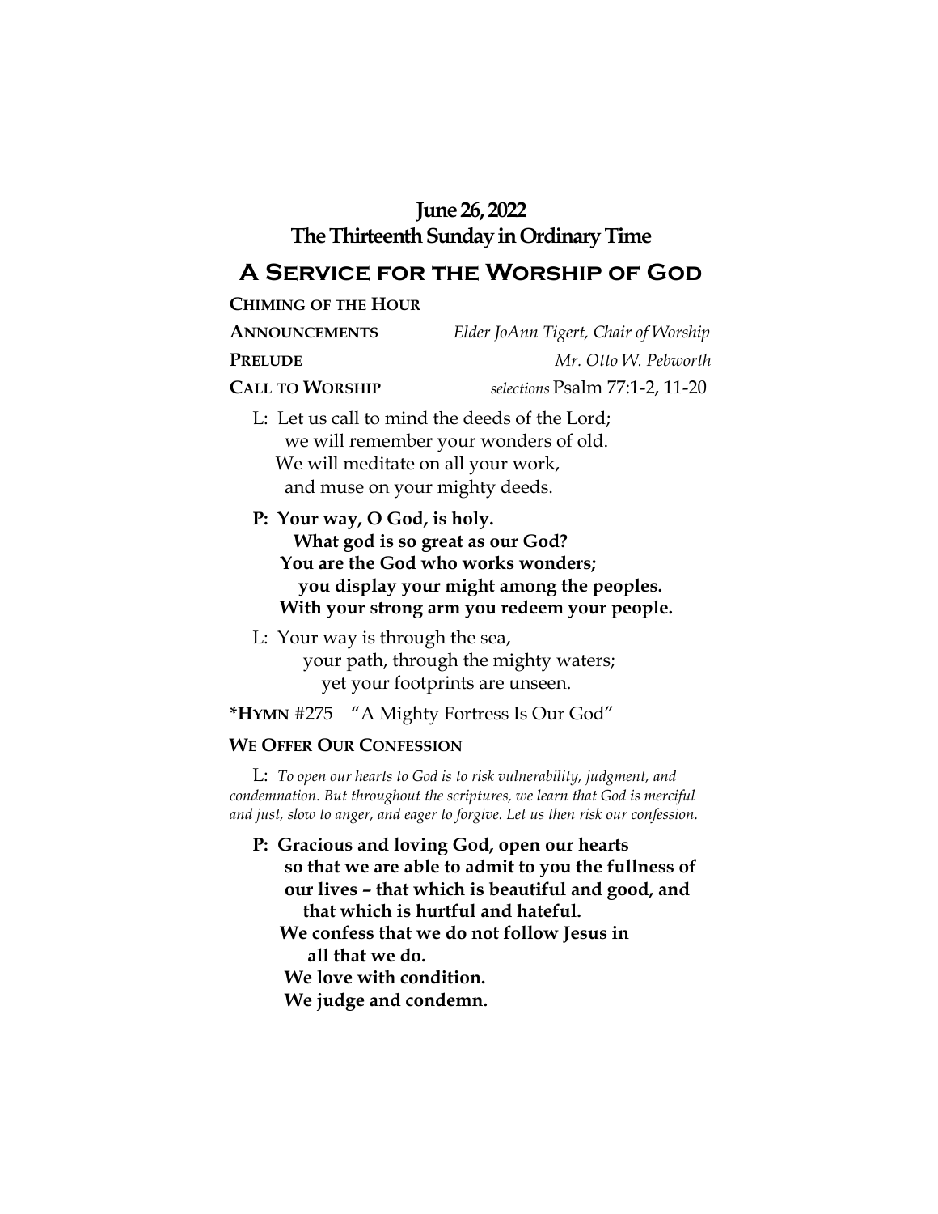**June 26, 2022**
**The Thirteenth Sunday in Ordinary Time**

# A Service for the Worship of God

**Chiming of the Hour**

**Announcements** *Elder JoAnn Tigert, Chair of Worship*

**Prelude** *Mr. Otto W. Pebworth*

**Call to Worship** *selections* Psalm 77:1-2, 11-20

L: Let us call to mind the deeds of the Lord;
we will remember your wonders of old.
We will meditate on all your work,
and muse on your mighty deeds.

**P: Your way, O God, is holy.**
**What god is so great as our God?**
**You are the God who works wonders;**
**you display your might among the peoples.**
**With your strong arm you redeem your people.**

L: Your way is through the sea,
your path, through the mighty waters;
yet your footprints are unseen.

***Hymn** #275 "A Mighty Fortress Is Our God"

**We Offer Our Confession**

L: *To open our hearts to God is to risk vulnerability, judgment, and condemnation. But throughout the scriptures, we learn that God is merciful and just, slow to anger, and eager to forgive. Let us then risk our confession.*

**P: Gracious and loving God, open our hearts so that we are able to admit to you the fullness of our lives – that which is beautiful and good, and that which is hurtful and hateful.**
**We confess that we do not follow Jesus in all that we do.**
**We love with condition.**
**We judge and condemn.**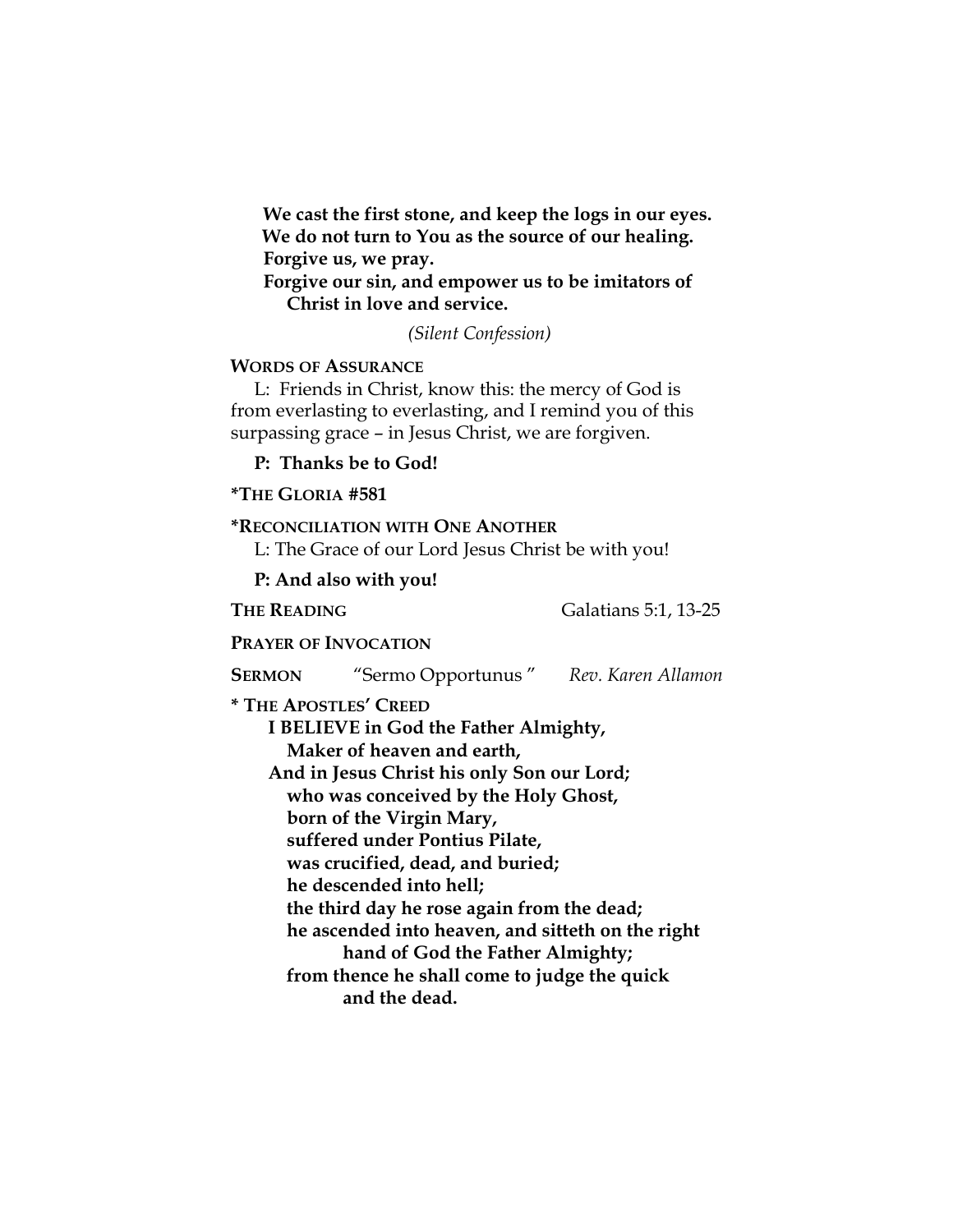**We cast the first stone, and keep the logs in our eyes.**
**We do not turn to You as the source of our healing.**
**Forgive us, we pray.**
**Forgive our sin, and empower us to be imitators of Christ in love and service.**

*(Silent Confession)*

**WORDS OF ASSURANCE**

L: Friends in Christ, know this: the mercy of God is from everlasting to everlasting, and I remind you of this surpassing grace – in Jesus Christ, we are forgiven.

**P: Thanks be to God!**

**\*THE GLORIA #581**

**\*RECONCILIATION WITH ONE ANOTHER**

L: The Grace of our Lord Jesus Christ be with you!

**P: And also with you!**

**THE READING** Galatians 5:1, 13-25

**PRAYER OF INVOCATION**

**SERMON** "Sermo Opportunus" *Rev. Karen Allamon*

**\* THE APOSTLES' CREED**

**I BELIEVE in God the Father Almighty,**
**Maker of heaven and earth,**
**And in Jesus Christ his only Son our Lord;**
**who was conceived by the Holy Ghost,**
**born of the Virgin Mary,**
**suffered under Pontius Pilate,**
**was crucified, dead, and buried;**
**he descended into hell;**
**the third day he rose again from the dead;**
**he ascended into heaven, and sitteth on the right hand of God the Father Almighty;**
**from thence he shall come to judge the quick and the dead.**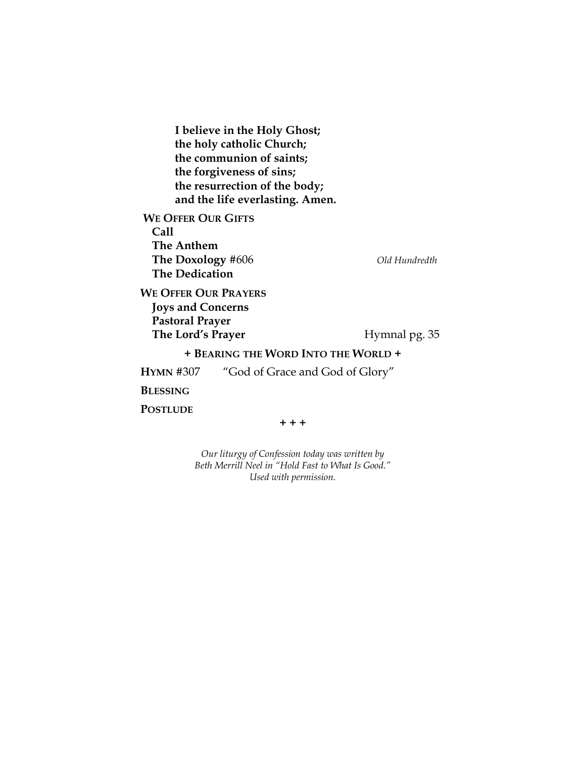**I believe in the Holy Ghost;**
**the holy catholic Church;**
**the communion of saints;**
**the forgiveness of sins;**
**the resurrection of the body;**
**and the life everlasting. Amen.**

**WE OFFER OUR GIFTS**

**Call**
**The Anthem**
**The Doxology** #606 *Old Hundredth*
**The Dedication**

**WE OFFER OUR PRAYERS**

**Joys and Concerns**
**Pastoral Prayer**
**The Lord's Prayer** Hymnal pg. 35

**+ BEARING THE WORD INTO THE WORLD +**

**HYMN** #307 "God of Grace and God of Glory"

**BLESSING**

**POSTLUDE**

**+ + +**

*Our liturgy of Confession today was written by Beth Merrill Neel in "Hold Fast to What Is Good." Used with permission.*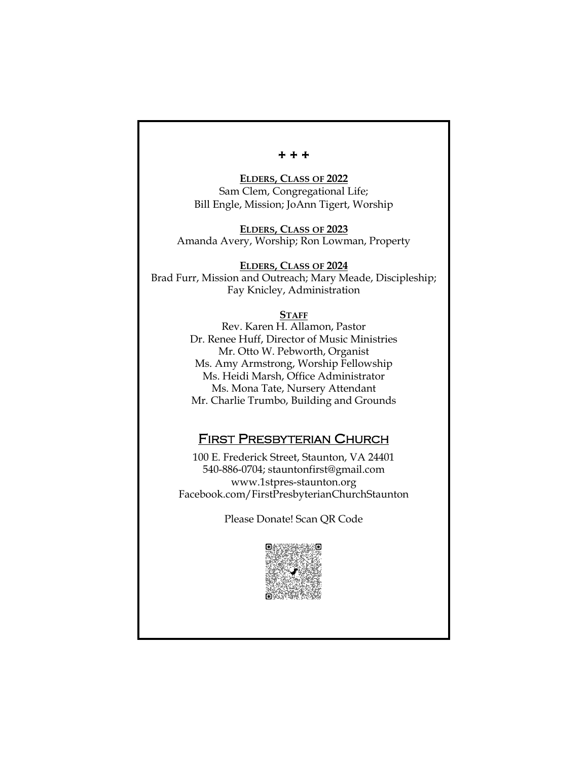+ + +

**ELDERS, CLASS OF 2022**

Sam Clem, Congregational Life;
Bill Engle, Mission; JoAnn Tigert, Worship

**ELDERS, CLASS OF 2023**

Amanda Avery, Worship; Ron Lowman, Property

**ELDERS, CLASS OF 2024**

Brad Furr, Mission and Outreach; Mary Meade, Discipleship;
Fay Knicley, Administration

**STAFF**

Rev. Karen H. Allamon, Pastor
Dr. Renee Huff, Director of Music Ministries
Mr. Otto W. Pebworth, Organist
Ms. Amy Armstrong, Worship Fellowship
Ms. Heidi Marsh, Office Administrator
Ms. Mona Tate, Nursery Attendant
Mr. Charlie Trumbo, Building and Grounds

## FIRST PRESBYTERIAN CHURCH

100 E. Frederick Street, Staunton, VA 24401
540-886-0704; stauntonfirst@gmail.com
www.1stpres-staunton.org
Facebook.com/FirstPresbyterianChurchStaunton

Please Donate! Scan QR Code